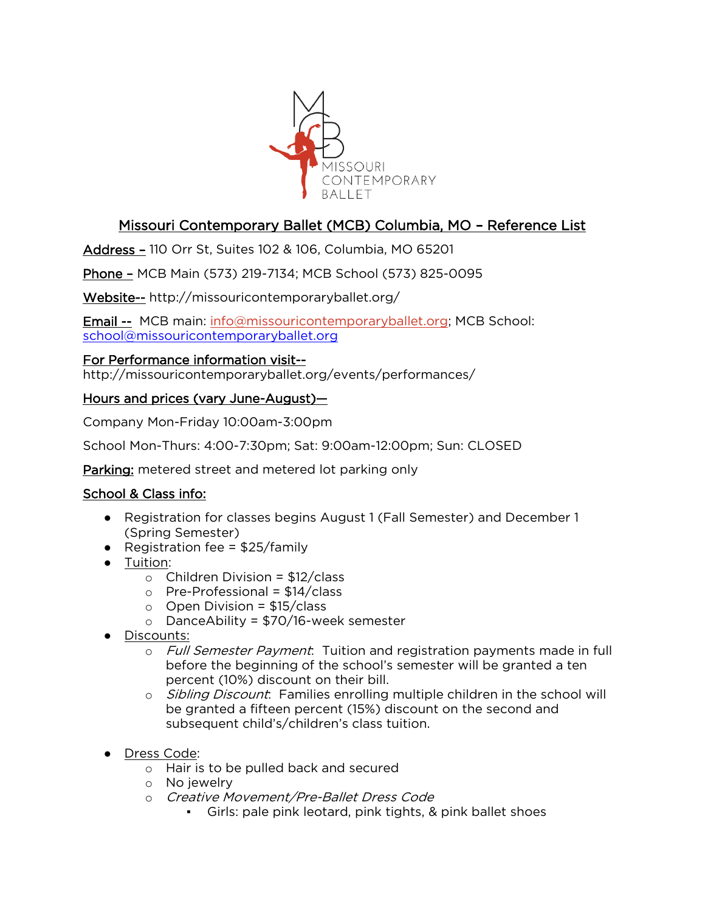# Missouri Contemporary Ballet (MCB) Columbia, MO – Reference List

**Address –** 110 Orr St, Suites 102 & 106, Columbia, MO 65201

**Phone –** MCB Main (573) 219-7134; MCB School (573) 825-0095

**Website--** http://missouricontemporaryballet.org/

**Email --** MCB main: info@missouricontemporaryballet.org; MCB School: school@missouricontemporaryballet.org

**For Performance information visit--**
http://missouricontemporaryballet.org/events/performances/

**Hours and prices (vary June-August)—**

Company Mon-Friday 10:00am-3:00pm

School Mon-Thurs: 4:00-7:30pm; Sat: 9:00am-12:00pm; Sun: CLOSED

**Parking:** metered street and metered lot parking only

**School & Class info:**

- Registration for classes begins August 1 (Fall Semester) and December 1 (Spring Semester)
- Registration fee = $25/family
- Tuition:
  - Children Division = $12/class
  - Pre-Professional = $14/class
  - Open Division = $15/class
  - DanceAbility = $70/16-week semester
- Discounts:
  - *Full Semester Payment*: Tuition and registration payments made in full before the beginning of the school's semester will be granted a ten percent (10%) discount on their bill.
  - *Sibling Discount*: Families enrolling multiple children in the school will be granted a fifteen percent (15%) discount on the second and subsequent child's/children's class tuition.
- Dress Code:
  - Hair is to be pulled back and secured
  - No jewelry
  - *Creative Movement/Pre-Ballet Dress Code*
    - Girls: pale pink leotard, pink tights, & pink ballet shoes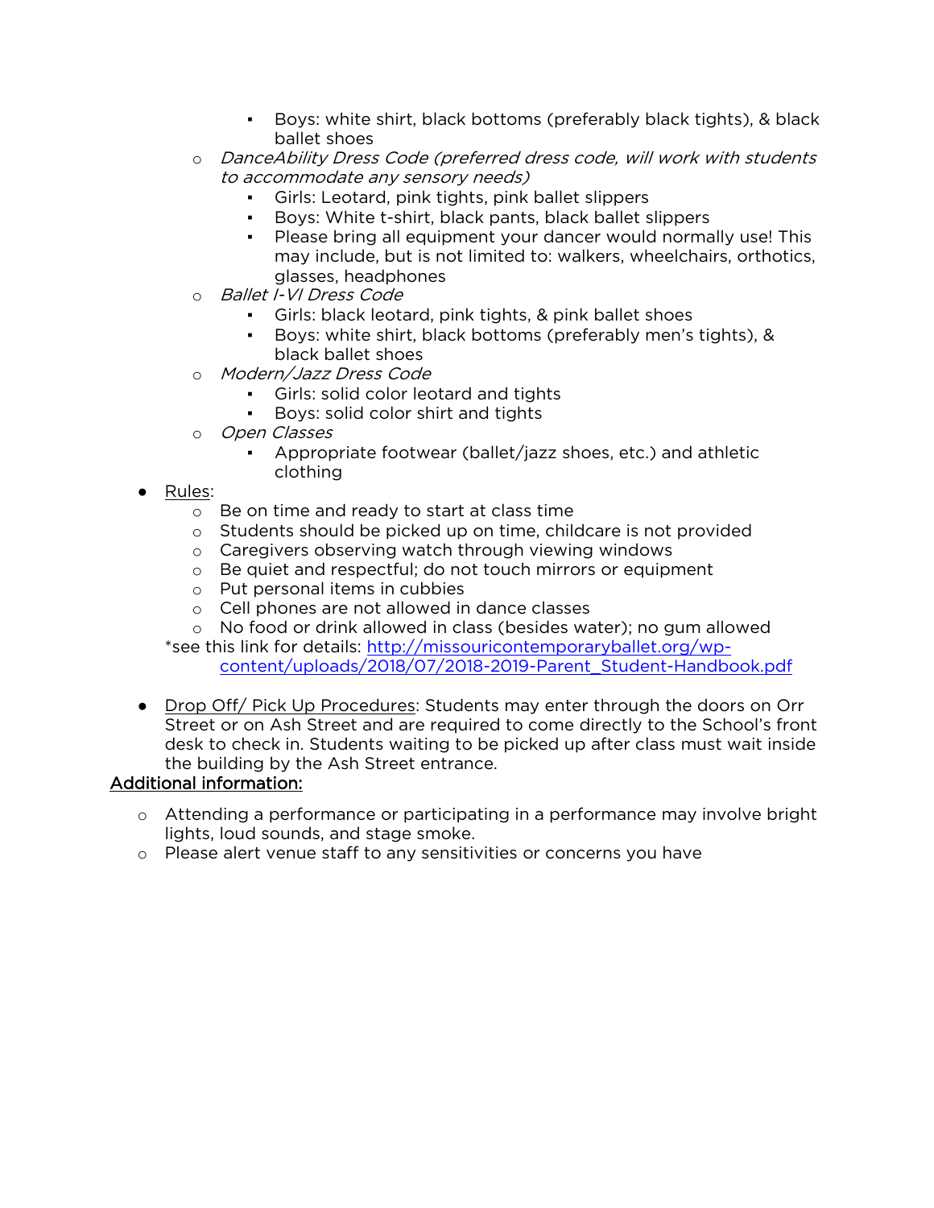- Boys: white shirt, black bottoms (preferably black tights), & black ballet shoes
    - *DanceAbility Dress Code (preferred dress code, will work with students to accommodate any sensory needs)*
        - Girls: Leotard, pink tights, pink ballet slippers
        - Boys: White t-shirt, black pants, black ballet slippers
        - Please bring all equipment your dancer would normally use! This may include, but is not limited to: walkers, wheelchairs, orthotics, glasses, headphones
    - *Ballet I-VI Dress Code*
        - Girls: black leotard, pink tights, & pink ballet shoes
        - Boys: white shirt, black bottoms (preferably men's tights), & black ballet shoes
    - *Modern/Jazz Dress Code*
        - Girls: solid color leotard and tights
        - Boys: solid color shirt and tights
    - *Open Classes*
        - Appropriate footwear (ballet/jazz shoes, etc.) and athletic clothing

- <u>Rules</u>:
    - Be on time and ready to start at class time
    - Students should be picked up on time, childcare is not provided
    - Caregivers observing watch through viewing windows
    - Be quiet and respectful; do not touch mirrors or equipment
    - Put personal items in cubbies
    - Cell phones are not allowed in dance classes
    - No food or drink allowed in class (besides water); no gum allowed

  *see this link for details: [http://missouricontemporaryballet.org/wp-content/uploads/2018/07/2018-2019-Parent_Student-Handbook.pdf](http://missouricontemporaryballet.org/wp-content/uploads/2018/07/2018-2019-Parent_Student-Handbook.pdf)

- <u>Drop Off/ Pick Up Procedures</u>: Students may enter through the doors on Orr Street or on Ash Street and are required to come directly to the School's front desk to check in. Students waiting to be picked up after class must wait inside the building by the Ash Street entrance.

<u>Additional information:</u>

- Attending a performance or participating in a performance may involve bright lights, loud sounds, and stage smoke.
- Please alert venue staff to any sensitivities or concerns you have